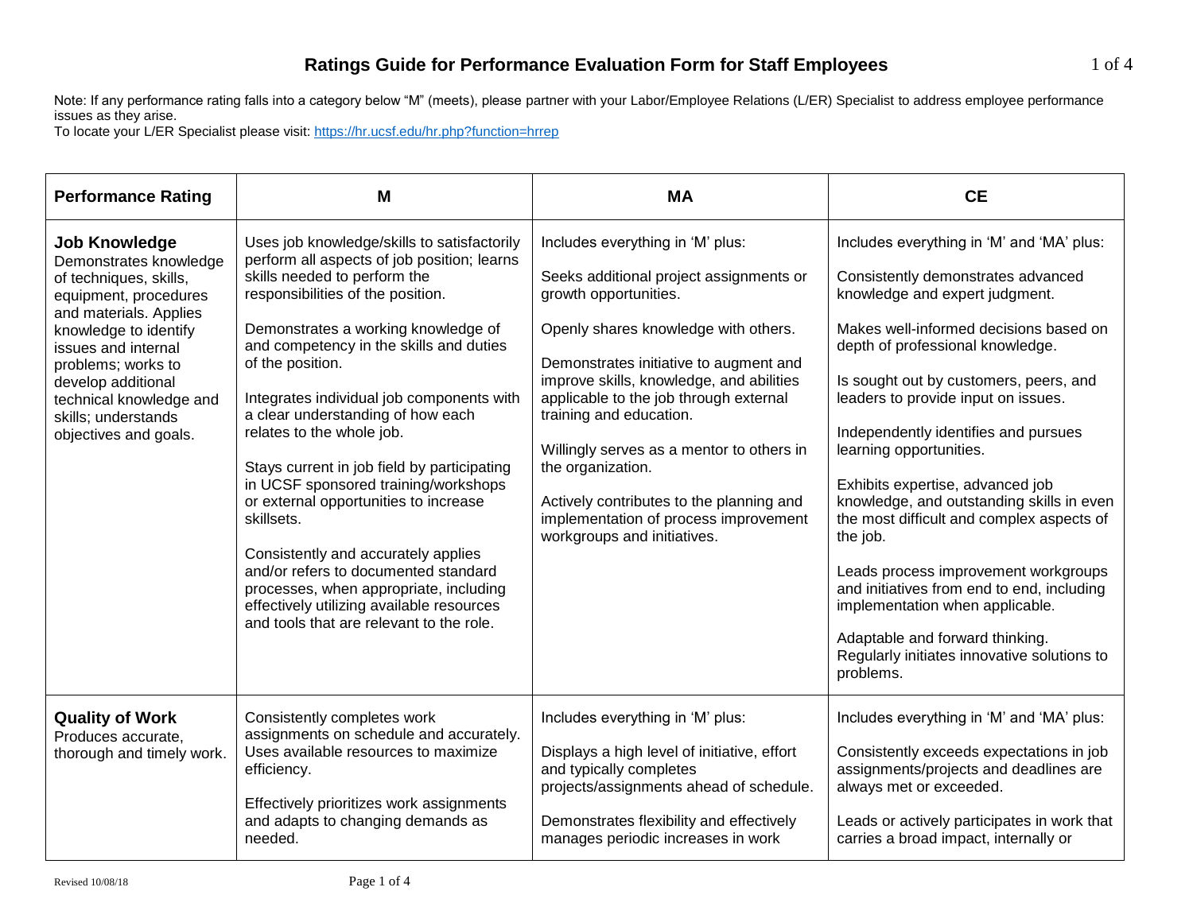# Ratings Guide for Performance Evaluation Form for Staff Employees

Note: If any performance rating falls into a category below "M" (meets), please partner with your Labor/Employee Relations (L/ER) Specialist to address employee performance issues as they arise.
To locate your L/ER Specialist please visit: https://hr.ucsf.edu/hr.php?function=hrrep

| Performance Rating | M | MA | CE |
|---|---|---|---|
| **Job Knowledge** Demonstrates knowledge of techniques, skills, equipment, procedures and materials. Applies knowledge to identify issues and internal problems; works to develop additional technical knowledge and skills; understands objectives and goals. | Uses job knowledge/skills to satisfactorily perform all aspects of job position; learns skills needed to perform the responsibilities of the position.<br><br>Demonstrates a working knowledge of and competency in the skills and duties of the position.<br><br>Integrates individual job components with a clear understanding of how each relates to the whole job.<br><br>Stays current in job field by participating in UCSF sponsored training/workshops or external opportunities to increase skillsets.<br><br>Consistently and accurately applies and/or refers to documented standard processes, when appropriate, including effectively utilizing available resources and tools that are relevant to the role. | Includes everything in 'M' plus:<br><br>Seeks additional project assignments or growth opportunities.<br><br>Openly shares knowledge with others.<br><br>Demonstrates initiative to augment and improve skills, knowledge, and abilities applicable to the job through external training and education.<br><br>Willingly serves as a mentor to others in the organization.<br><br>Actively contributes to the planning and implementation of process improvement workgroups and initiatives. | Includes everything in 'M' and 'MA' plus:<br><br>Consistently demonstrates advanced knowledge and expert judgment.<br><br>Makes well-informed decisions based on depth of professional knowledge.<br><br>Is sought out by customers, peers, and leaders to provide input on issues.<br><br>Independently identifies and pursues learning opportunities.<br><br>Exhibits expertise, advanced job knowledge, and outstanding skills in even the most difficult and complex aspects of the job.<br><br>Leads process improvement workgroups and initiatives from end to end, including implementation when applicable.<br><br>Adaptable and forward thinking. Regularly initiates innovative solutions to problems. |
| **Quality of Work** Produces accurate, thorough and timely work. | Consistently completes work assignments on schedule and accurately. Uses available resources to maximize efficiency.<br><br>Effectively prioritizes work assignments and adapts to changing demands as needed. | Includes everything in 'M' plus:<br><br>Displays a high level of initiative, effort and typically completes projects/assignments ahead of schedule.<br><br>Demonstrates flexibility and effectively manages periodic increases in work | Includes everything in 'M' and 'MA' plus:<br><br>Consistently exceeds expectations in job assignments/projects and deadlines are always met or exceeded.<br><br>Leads or actively participates in work that carries a broad impact, internally or |

Revised 10/08/18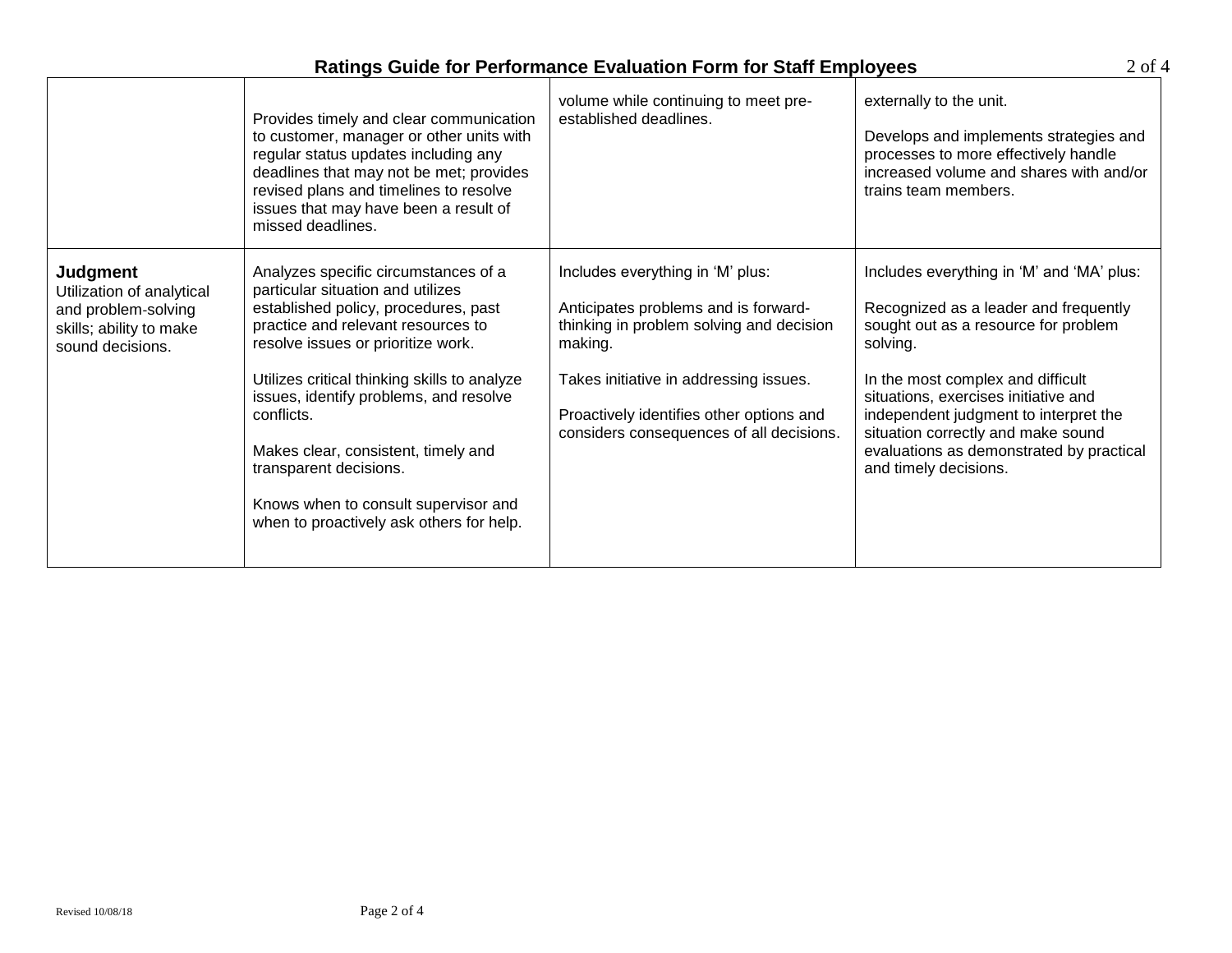| | | | |
|---|---|---|---|
| | Provides timely and clear communication to customer, manager or other units with regular status updates including any deadlines that may not be met; provides revised plans and timelines to resolve issues that may have been a result of missed deadlines. | volume while continuing to meet pre-established deadlines. | externally to the unit.<br><br>Develops and implements strategies and processes to more effectively handle increased volume and shares with and/or trains team members. |
| **Judgment**<br>Utilization of analytical and problem-solving skills; ability to make sound decisions. | Analyzes specific circumstances of a particular situation and utilizes established policy, procedures, past practice and relevant resources to resolve issues or prioritize work.<br><br>Utilizes critical thinking skills to analyze issues, identify problems, and resolve conflicts.<br><br>Makes clear, consistent, timely and transparent decisions.<br><br>Knows when to consult supervisor and when to proactively ask others for help. | Includes everything in 'M' plus:<br><br>Anticipates problems and is forward-thinking in problem solving and decision making.<br><br>Takes initiative in addressing issues.<br><br>Proactively identifies other options and considers consequences of all decisions. | Includes everything in 'M' and 'MA' plus:<br><br>Recognized as a leader and frequently sought out as a resource for problem solving.<br><br>In the most complex and difficult situations, exercises initiative and independent judgment to interpret the situation correctly and make sound evaluations as demonstrated by practical and timely decisions. |

Revised 10/08/18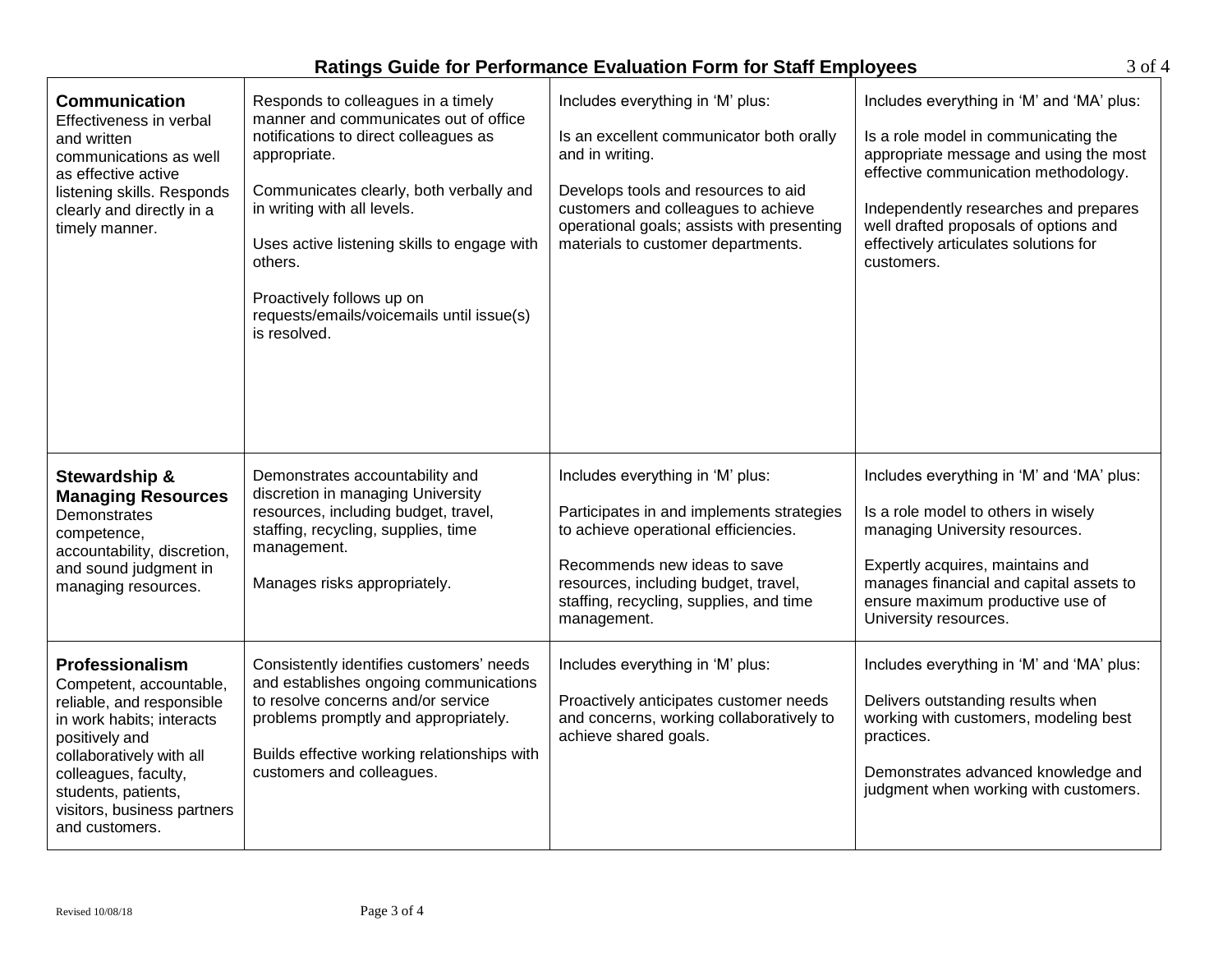# Ratings Guide for Performance Evaluation Form for Staff Employees

| | | | |
|---|---|---|---|
| **Communication** Effectiveness in verbal and written communications as well as effective active listening skills. Responds clearly and directly in a timely manner. | Responds to colleagues in a timely manner and communicates out of office notifications to direct colleagues as appropriate.<br><br>Communicates clearly, both verbally and in writing with all levels.<br><br>Uses active listening skills to engage with others.<br><br>Proactively follows up on requests/emails/voicemails until issue(s) is resolved. | Includes everything in 'M' plus:<br><br>Is an excellent communicator both orally and in writing.<br><br>Develops tools and resources to aid customers and colleagues to achieve operational goals; assists with presenting materials to customer departments. | Includes everything in 'M' and 'MA' plus:<br><br>Is a role model in communicating the appropriate message and using the most effective communication methodology.<br><br>Independently researches and prepares well drafted proposals of options and effectively articulates solutions for customers. |
| **Stewardship & Managing Resources** Demonstrates competence, accountability, discretion, and sound judgment in managing resources. | Demonstrates accountability and discretion in managing University resources, including budget, travel, staffing, recycling, supplies, time management.<br><br>Manages risks appropriately. | Includes everything in 'M' plus:<br><br>Participates in and implements strategies to achieve operational efficiencies.<br><br>Recommends new ideas to save resources, including budget, travel, staffing, recycling, supplies, and time management. | Includes everything in 'M' and 'MA' plus:<br><br>Is a role model to others in wisely managing University resources.<br><br>Expertly acquires, maintains and manages financial and capital assets to ensure maximum productive use of University resources. |
| **Professionalism** Competent, accountable, reliable, and responsible in work habits; interacts positively and collaboratively with all colleagues, faculty, students, patients, visitors, business partners and customers. | Consistently identifies customers' needs and establishes ongoing communications to resolve concerns and/or service problems promptly and appropriately.<br><br>Builds effective working relationships with customers and colleagues. | Includes everything in 'M' plus:<br><br>Proactively anticipates customer needs and concerns, working collaboratively to achieve shared goals. | Includes everything in 'M' and 'MA' plus:<br><br>Delivers outstanding results when working with customers, modeling best practices.<br><br>Demonstrates advanced knowledge and judgment when working with customers. |

Revised 10/08/18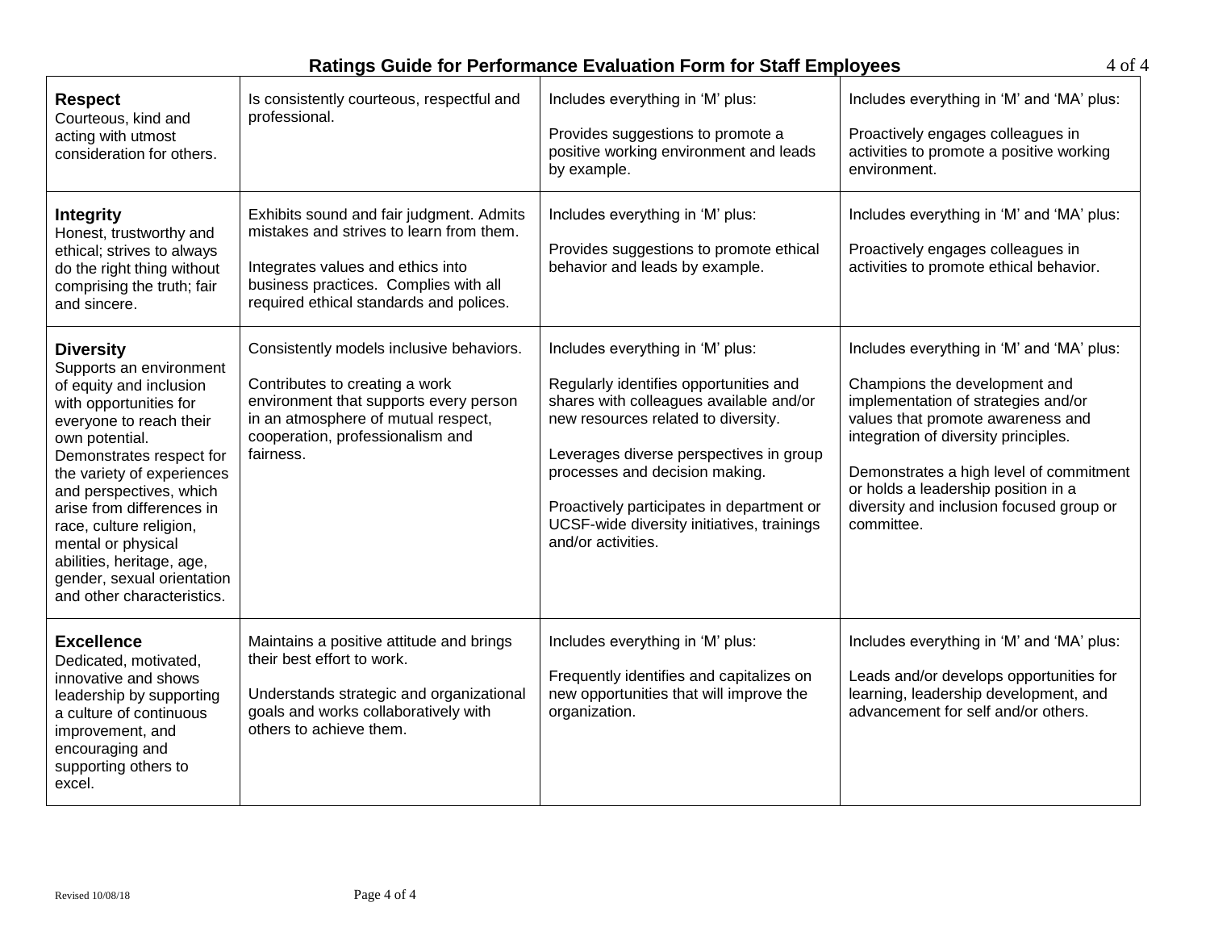## Ratings Guide for Performance Evaluation Form for Staff Employees

| | | | |
|---|---|---|---|
| **Respect**<br>Courteous, kind and acting with utmost consideration for others. | Is consistently courteous, respectful and professional. | Includes everything in 'M' plus:<br><br>Provides suggestions to promote a positive working environment and leads by example. | Includes everything in 'M' and 'MA' plus:<br><br>Proactively engages colleagues in activities to promote a positive working environment. |
| **Integrity**<br>Honest, trustworthy and ethical; strives to always do the right thing without comprising the truth; fair and sincere. | Exhibits sound and fair judgment. Admits mistakes and strives to learn from them.<br><br>Integrates values and ethics into business practices. Complies with all required ethical standards and polices. | Includes everything in 'M' plus:<br><br>Provides suggestions to promote ethical behavior and leads by example. | Includes everything in 'M' and 'MA' plus:<br><br>Proactively engages colleagues in activities to promote ethical behavior. |
| **Diversity**<br>Supports an environment of equity and inclusion with opportunities for everyone to reach their own potential. Demonstrates respect for the variety of experiences and perspectives, which arise from differences in race, culture religion, mental or physical abilities, heritage, age, gender, sexual orientation and other characteristics. | Consistently models inclusive behaviors.<br><br>Contributes to creating a work environment that supports every person in an atmosphere of mutual respect, cooperation, professionalism and fairness. | Includes everything in 'M' plus:<br><br>Regularly identifies opportunities and shares with colleagues available and/or new resources related to diversity.<br><br>Leverages diverse perspectives in group processes and decision making.<br><br>Proactively participates in department or UCSF-wide diversity initiatives, trainings and/or activities. | Includes everything in 'M' and 'MA' plus:<br><br>Champions the development and implementation of strategies and/or values that promote awareness and integration of diversity principles.<br><br>Demonstrates a high level of commitment or holds a leadership position in a diversity and inclusion focused group or committee. |
| **Excellence**<br>Dedicated, motivated, innovative and shows leadership by supporting a culture of continuous improvement, and encouraging and supporting others to excel. | Maintains a positive attitude and brings their best effort to work.<br><br>Understands strategic and organizational goals and works collaboratively with others to achieve them. | Includes everything in 'M' plus:<br><br>Frequently identifies and capitalizes on new opportunities that will improve the organization. | Includes everything in 'M' and 'MA' plus:<br><br>Leads and/or develops opportunities for learning, leadership development, and advancement for self and/or others. |

Revised 10/08/18